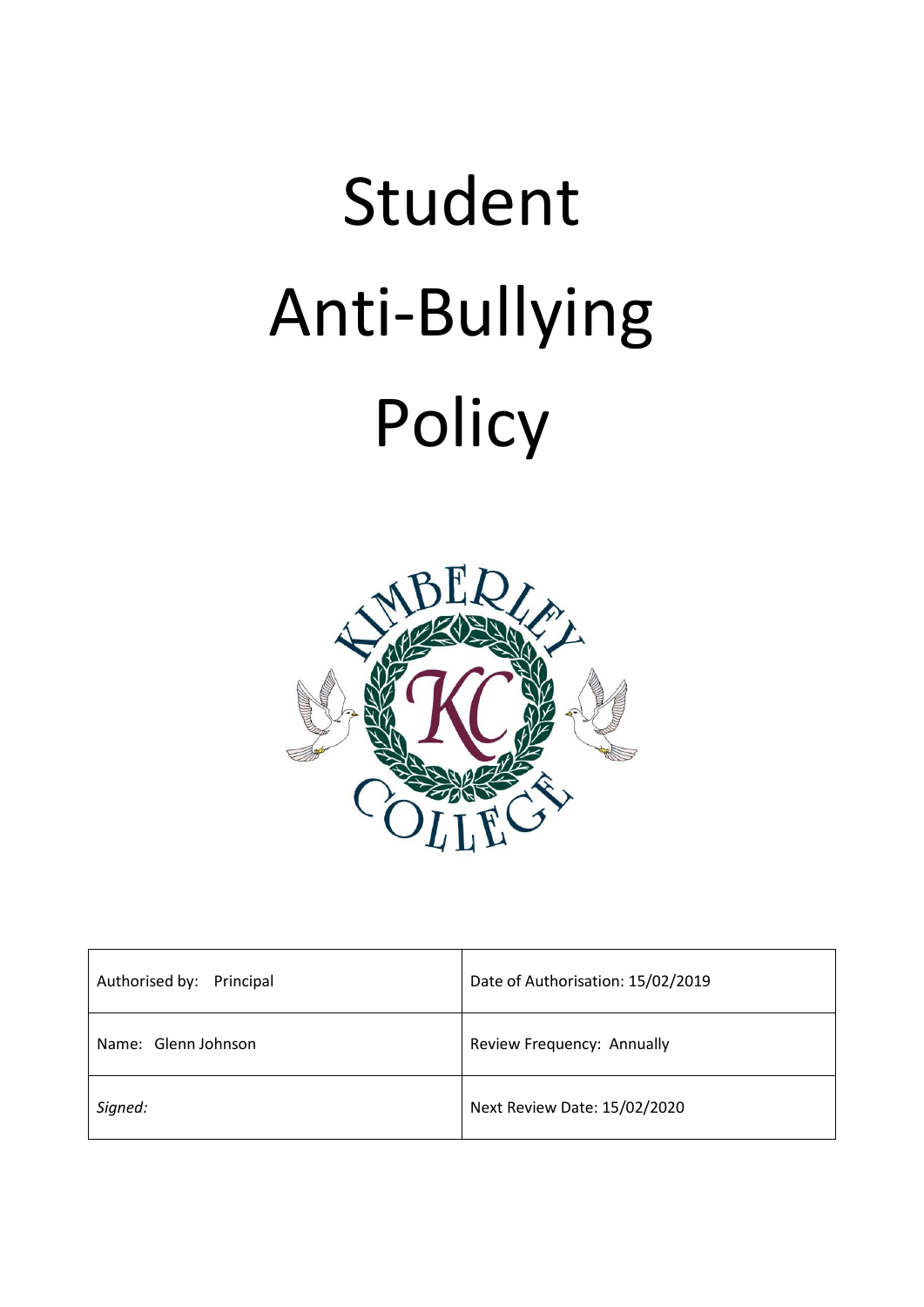# Student Anti-Bullying Policy

| Authorised by: Principal | Date of Authorisation: 15/02/2019 |
|---|---|
| Name: Glenn Johnson | Review Frequency: Annually |
| *Signed:* | Next Review Date: 15/02/2020 |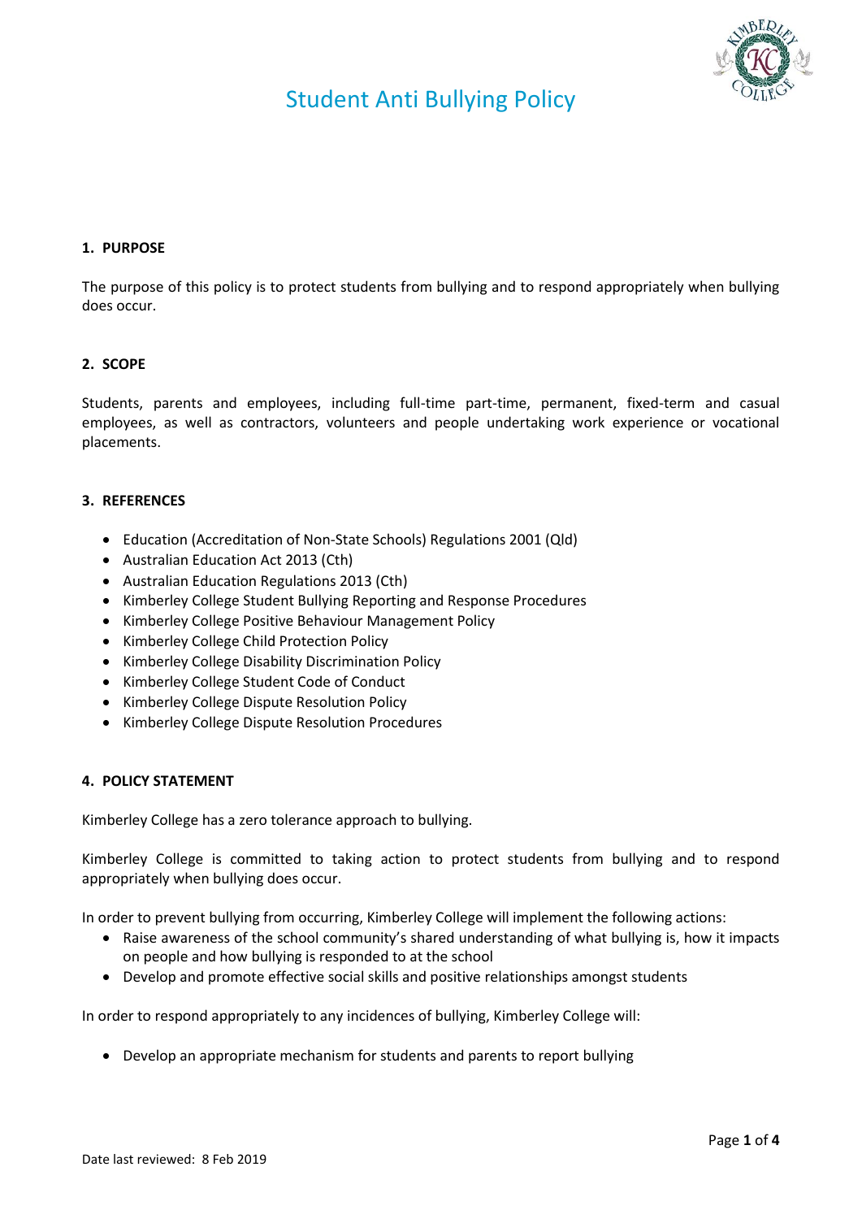# Student Anti Bullying Policy

## 1. PURPOSE

The purpose of this policy is to protect students from bullying and to respond appropriately when bullying does occur.

## 2. SCOPE

Students, parents and employees, including full-time part-time, permanent, fixed-term and casual employees, as well as contractors, volunteers and people undertaking work experience or vocational placements.

## 3. REFERENCES

- Education (Accreditation of Non-State Schools) Regulations 2001 (Qld)
- Australian Education Act 2013 (Cth)
- Australian Education Regulations 2013 (Cth)
- Kimberley College Student Bullying Reporting and Response Procedures
- Kimberley College Positive Behaviour Management Policy
- Kimberley College Child Protection Policy
- Kimberley College Disability Discrimination Policy
- Kimberley College Student Code of Conduct
- Kimberley College Dispute Resolution Policy
- Kimberley College Dispute Resolution Procedures

## 4. POLICY STATEMENT

Kimberley College has a zero tolerance approach to bullying.

Kimberley College is committed to taking action to protect students from bullying and to respond appropriately when bullying does occur.

In order to prevent bullying from occurring, Kimberley College will implement the following actions:

- Raise awareness of the school community's shared understanding of what bullying is, how it impacts on people and how bullying is responded to at the school
- Develop and promote effective social skills and positive relationships amongst students

In order to respond appropriately to any incidences of bullying, Kimberley College will:

- Develop an appropriate mechanism for students and parents to report bullying

Date last reviewed: 8 Feb 2019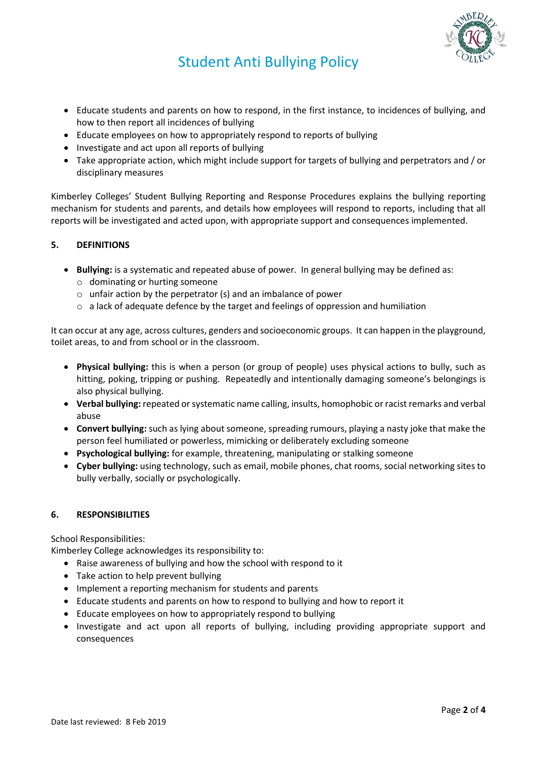- Educate students and parents on how to respond, in the first instance, to incidences of bullying, and how to then report all incidences of bullying
- Educate employees on how to appropriately respond to reports of bullying
- Investigate and act upon all reports of bullying
- Take appropriate action, which might include support for targets of bullying and perpetrators and / or disciplinary measures

Kimberley Colleges' Student Bullying Reporting and Response Procedures explains the bullying reporting mechanism for students and parents, and details how employees will respond to reports, including that all reports will be investigated and acted upon, with appropriate support and consequences implemented.

## 5. DEFINITIONS

- **Bullying:** is a systematic and repeated abuse of power. In general bullying may be defined as:
  - dominating or hurting someone
  - unfair action by the perpetrator (s) and an imbalance of power
  - a lack of adequate defence by the target and feelings of oppression and humiliation

It can occur at any age, across cultures, genders and socioeconomic groups. It can happen in the playground, toilet areas, to and from school or in the classroom.

- **Physical bullying:** this is when a person (or group of people) uses physical actions to bully, such as hitting, poking, tripping or pushing. Repeatedly and intentionally damaging someone's belongings is also physical bullying.
- **Verbal bullying:** repeated or systematic name calling, insults, homophobic or racist remarks and verbal abuse
- **Convert bullying:** such as lying about someone, spreading rumours, playing a nasty joke that make the person feel humiliated or powerless, mimicking or deliberately excluding someone
- **Psychological bullying:** for example, threatening, manipulating or stalking someone
- **Cyber bullying:** using technology, such as email, mobile phones, chat rooms, social networking sites to bully verbally, socially or psychologically.

## 6. RESPONSIBILITIES

School Responsibilities:
Kimberley College acknowledges its responsibility to:

- Raise awareness of bullying and how the school with respond to it
- Take action to help prevent bullying
- Implement a reporting mechanism for students and parents
- Educate students and parents on how to respond to bullying and how to report it
- Educate employees on how to appropriately respond to bullying
- Investigate and act upon all reports of bullying, including providing appropriate support and consequences

Date last reviewed: 8 Feb 2019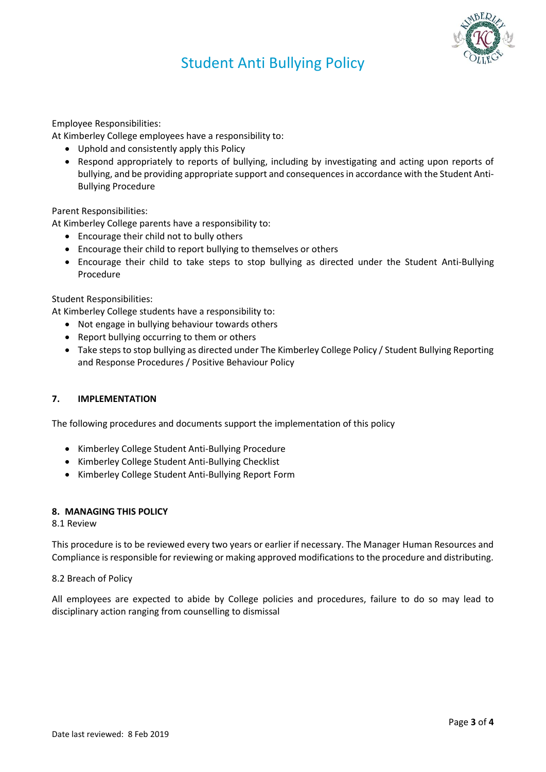Employee Responsibilities:
At Kimberley College employees have a responsibility to:

- Uphold and consistently apply this Policy
- Respond appropriately to reports of bullying, including by investigating and acting upon reports of bullying, and be providing appropriate support and consequences in accordance with the Student Anti-Bullying Procedure

Parent Responsibilities:
At Kimberley College parents have a responsibility to:

- Encourage their child not to bully others
- Encourage their child to report bullying to themselves or others
- Encourage their child to take steps to stop bullying as directed under the Student Anti-Bullying Procedure

Student Responsibilities:
At Kimberley College students have a responsibility to:

- Not engage in bullying behaviour towards others
- Report bullying occurring to them or others
- Take steps to stop bullying as directed under The Kimberley College Policy / Student Bullying Reporting and Response Procedures / Positive Behaviour Policy

## 7. IMPLEMENTATION

The following procedures and documents support the implementation of this policy

- Kimberley College Student Anti-Bullying Procedure
- Kimberley College Student Anti-Bullying Checklist
- Kimberley College Student Anti-Bullying Report Form

## 8. MANAGING THIS POLICY

8.1 Review

This procedure is to be reviewed every two years or earlier if necessary. The Manager Human Resources and Compliance is responsible for reviewing or making approved modifications to the procedure and distributing.

8.2 Breach of Policy

All employees are expected to abide by College policies and procedures, failure to do so may lead to disciplinary action ranging from counselling to dismissal